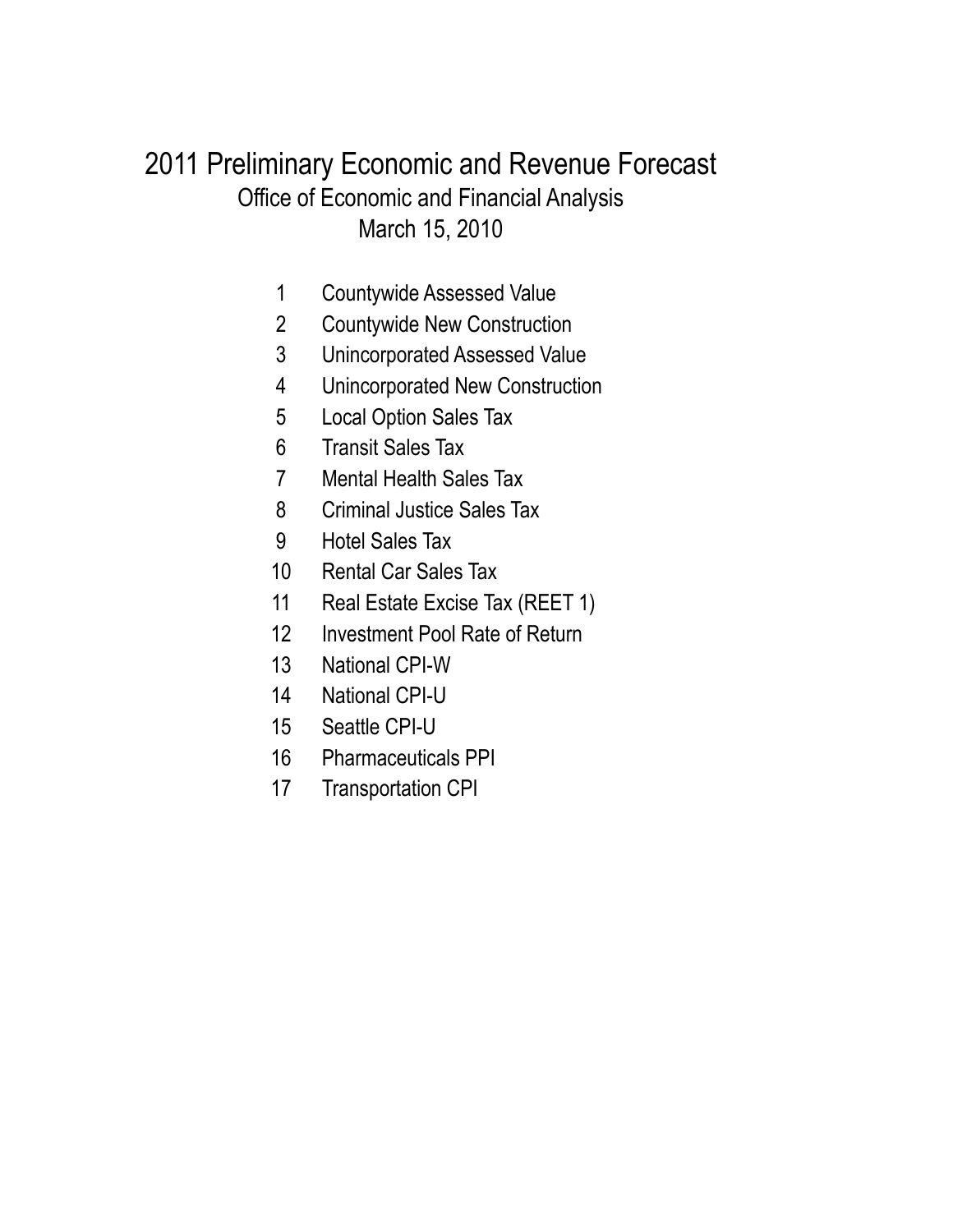# 2011 Preliminary Economic and Revenue Forecast

Office of Economic and Financial Analysis

March 15, 2010

1. Countywide Assessed Value
2. Countywide New Construction
3. Unincorporated Assessed Value
4. Unincorporated New Construction
5. Local Option Sales Tax
6. Transit Sales Tax
7. Mental Health Sales Tax
8. Criminal Justice Sales Tax
9. Hotel Sales Tax
10. Rental Car Sales Tax
11. Real Estate Excise Tax (REET 1)
12. Investment Pool Rate of Return
13. National CPI-W
14. National CPI-U
15. Seattle CPI-U
16. Pharmaceuticals PPI
17. Transportation CPI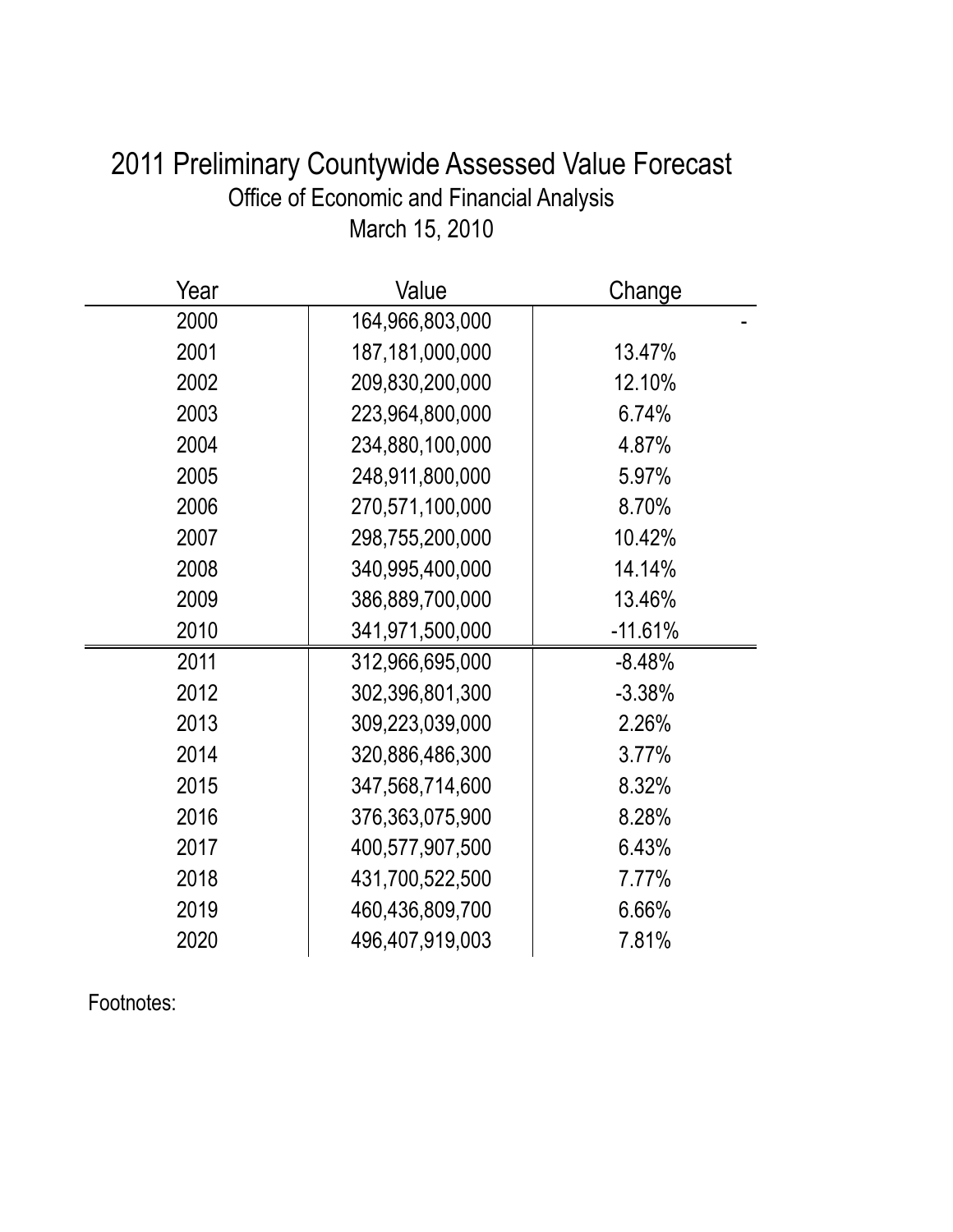# 2011 Preliminary Countywide Assessed Value Forecast

Office of Economic and Financial Analysis

March 15, 2010

| Year | Value | Change |
|---|---|---|
| 2000 | 164,966,803,000 | - |
| 2001 | 187,181,000,000 | 13.47% |
| 2002 | 209,830,200,000 | 12.10% |
| 2003 | 223,964,800,000 | 6.74% |
| 2004 | 234,880,100,000 | 4.87% |
| 2005 | 248,911,800,000 | 5.97% |
| 2006 | 270,571,100,000 | 8.70% |
| 2007 | 298,755,200,000 | 10.42% |
| 2008 | 340,995,400,000 | 14.14% |
| 2009 | 386,889,700,000 | 13.46% |
| 2010 | 341,971,500,000 | -11.61% |
| 2011 | 312,966,695,000 | -8.48% |
| 2012 | 302,396,801,300 | -3.38% |
| 2013 | 309,223,039,000 | 2.26% |
| 2014 | 320,886,486,300 | 3.77% |
| 2015 | 347,568,714,600 | 8.32% |
| 2016 | 376,363,075,900 | 8.28% |
| 2017 | 400,577,907,500 | 6.43% |
| 2018 | 431,700,522,500 | 7.77% |
| 2019 | 460,436,809,700 | 6.66% |
| 2020 | 496,407,919,003 | 7.81% |

Footnotes: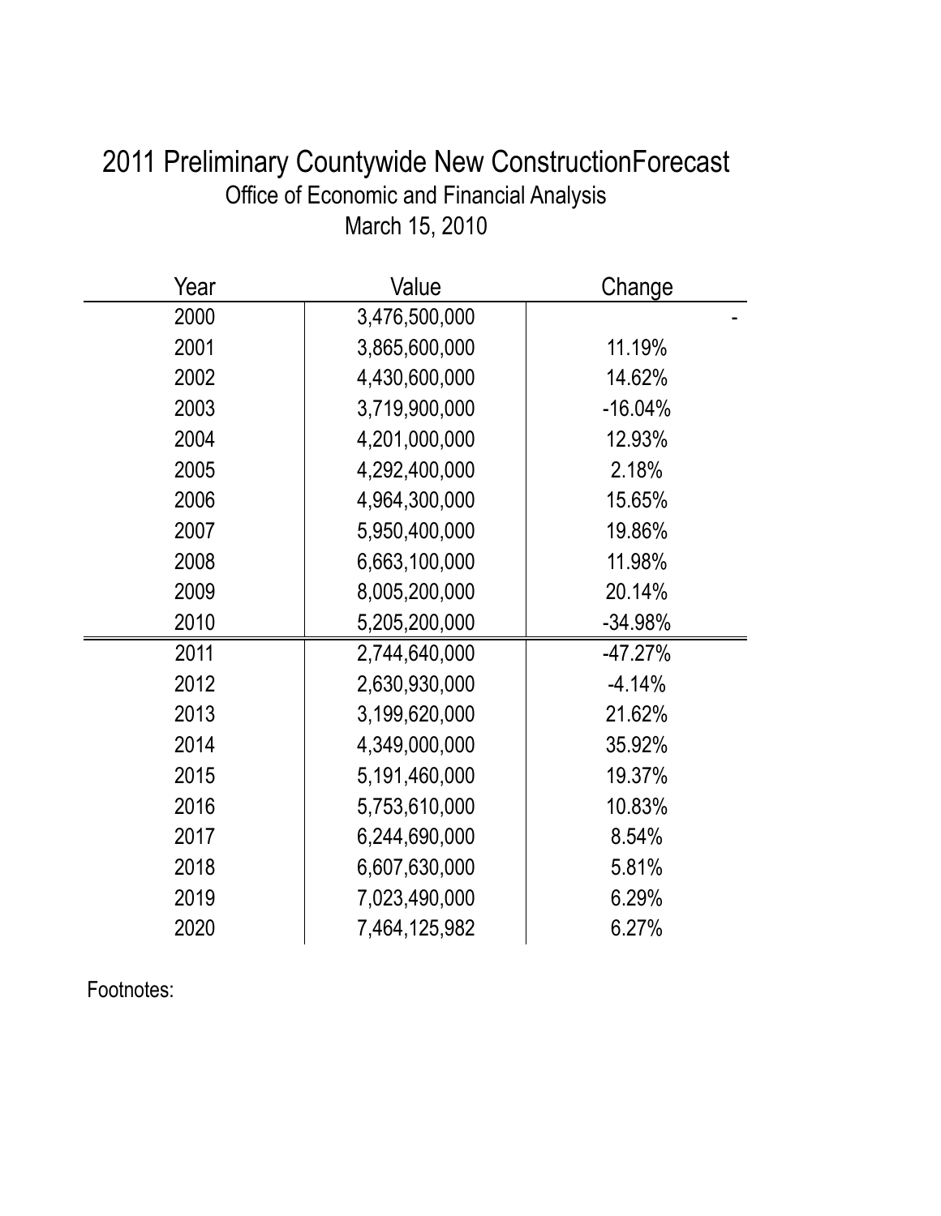# 2011 Preliminary Countywide New ConstructionForecast

Office of Economic and Financial Analysis

March 15, 2010

| Year | Value | Change |
|---|---|---|
| 2000 | 3,476,500,000 | - |
| 2001 | 3,865,600,000 | 11.19% |
| 2002 | 4,430,600,000 | 14.62% |
| 2003 | 3,719,900,000 | -16.04% |
| 2004 | 4,201,000,000 | 12.93% |
| 2005 | 4,292,400,000 | 2.18% |
| 2006 | 4,964,300,000 | 15.65% |
| 2007 | 5,950,400,000 | 19.86% |
| 2008 | 6,663,100,000 | 11.98% |
| 2009 | 8,005,200,000 | 20.14% |
| 2010 | 5,205,200,000 | -34.98% |
| 2011 | 2,744,640,000 | -47.27% |
| 2012 | 2,630,930,000 | -4.14% |
| 2013 | 3,199,620,000 | 21.62% |
| 2014 | 4,349,000,000 | 35.92% |
| 2015 | 5,191,460,000 | 19.37% |
| 2016 | 5,753,610,000 | 10.83% |
| 2017 | 6,244,690,000 | 8.54% |
| 2018 | 6,607,630,000 | 5.81% |
| 2019 | 7,023,490,000 | 6.29% |
| 2020 | 7,464,125,982 | 6.27% |

Footnotes: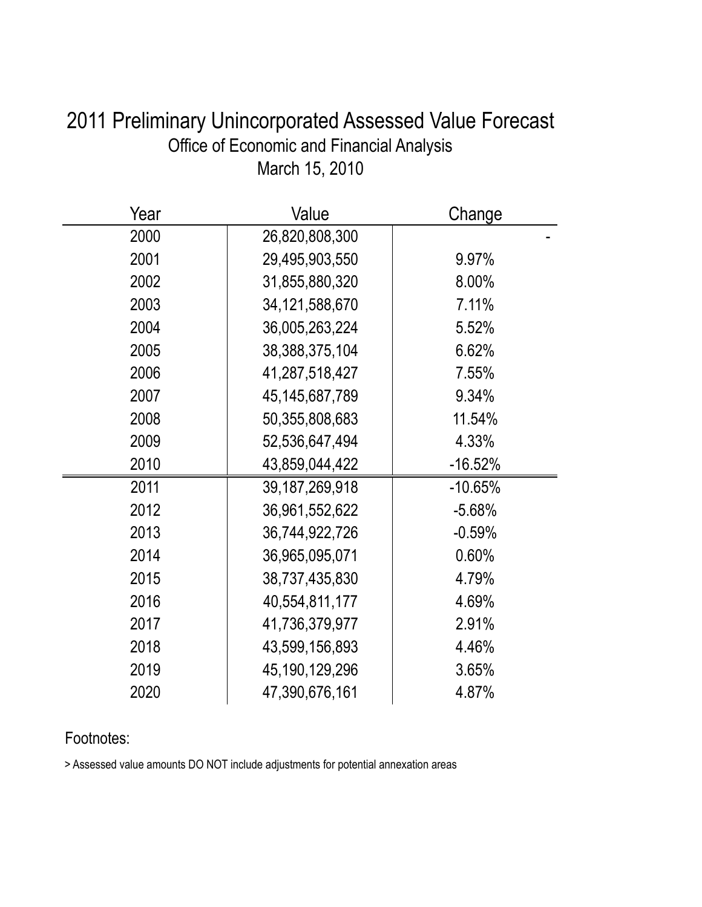# 2011 Preliminary Unincorporated Assessed Value Forecast

## Office of Economic and Financial Analysis

## March 15, 2010

| Year | Value | Change |
|---|---|---|
| 2000 | 26,820,808,300 | - |
| 2001 | 29,495,903,550 | 9.97% |
| 2002 | 31,855,880,320 | 8.00% |
| 2003 | 34,121,588,670 | 7.11% |
| 2004 | 36,005,263,224 | 5.52% |
| 2005 | 38,388,375,104 | 6.62% |
| 2006 | 41,287,518,427 | 7.55% |
| 2007 | 45,145,687,789 | 9.34% |
| 2008 | 50,355,808,683 | 11.54% |
| 2009 | 52,536,647,494 | 4.33% |
| 2010 | 43,859,044,422 | -16.52% |
| 2011 | 39,187,269,918 | -10.65% |
| 2012 | 36,961,552,622 | -5.68% |
| 2013 | 36,744,922,726 | -0.59% |
| 2014 | 36,965,095,071 | 0.60% |
| 2015 | 38,737,435,830 | 4.79% |
| 2016 | 40,554,811,177 | 4.69% |
| 2017 | 41,736,379,977 | 2.91% |
| 2018 | 43,599,156,893 | 4.46% |
| 2019 | 45,190,129,296 | 3.65% |
| 2020 | 47,390,676,161 | 4.87% |

Footnotes:

> Assessed value amounts DO NOT include adjustments for potential annexation areas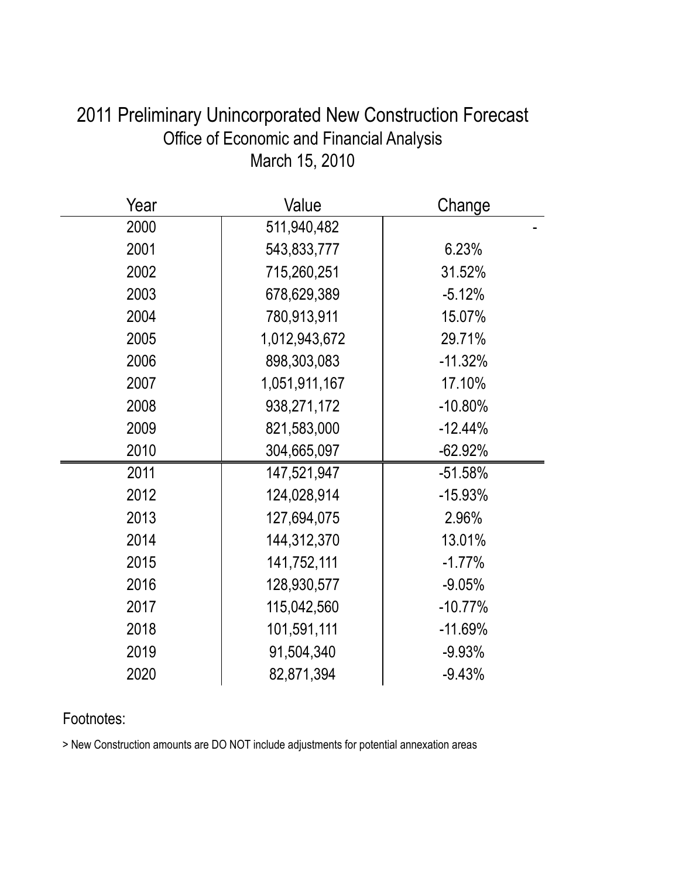# 2011 Preliminary Unincorporated New Construction Forecast

## Office of Economic and Financial Analysis

## March 15, 2010

| Year | Value | Change |
|---|---|---|
| 2000 | 511,940,482 | - |
| 2001 | 543,833,777 | 6.23% |
| 2002 | 715,260,251 | 31.52% |
| 2003 | 678,629,389 | -5.12% |
| 2004 | 780,913,911 | 15.07% |
| 2005 | 1,012,943,672 | 29.71% |
| 2006 | 898,303,083 | -11.32% |
| 2007 | 1,051,911,167 | 17.10% |
| 2008 | 938,271,172 | -10.80% |
| 2009 | 821,583,000 | -12.44% |
| 2010 | 304,665,097 | -62.92% |
| 2011 | 147,521,947 | -51.58% |
| 2012 | 124,028,914 | -15.93% |
| 2013 | 127,694,075 | 2.96% |
| 2014 | 144,312,370 | 13.01% |
| 2015 | 141,752,111 | -1.77% |
| 2016 | 128,930,577 | -9.05% |
| 2017 | 115,042,560 | -10.77% |
| 2018 | 101,591,111 | -11.69% |
| 2019 | 91,504,340 | -9.93% |
| 2020 | 82,871,394 | -9.43% |

Footnotes:

> New Construction amounts are DO NOT include adjustments for potential annexation areas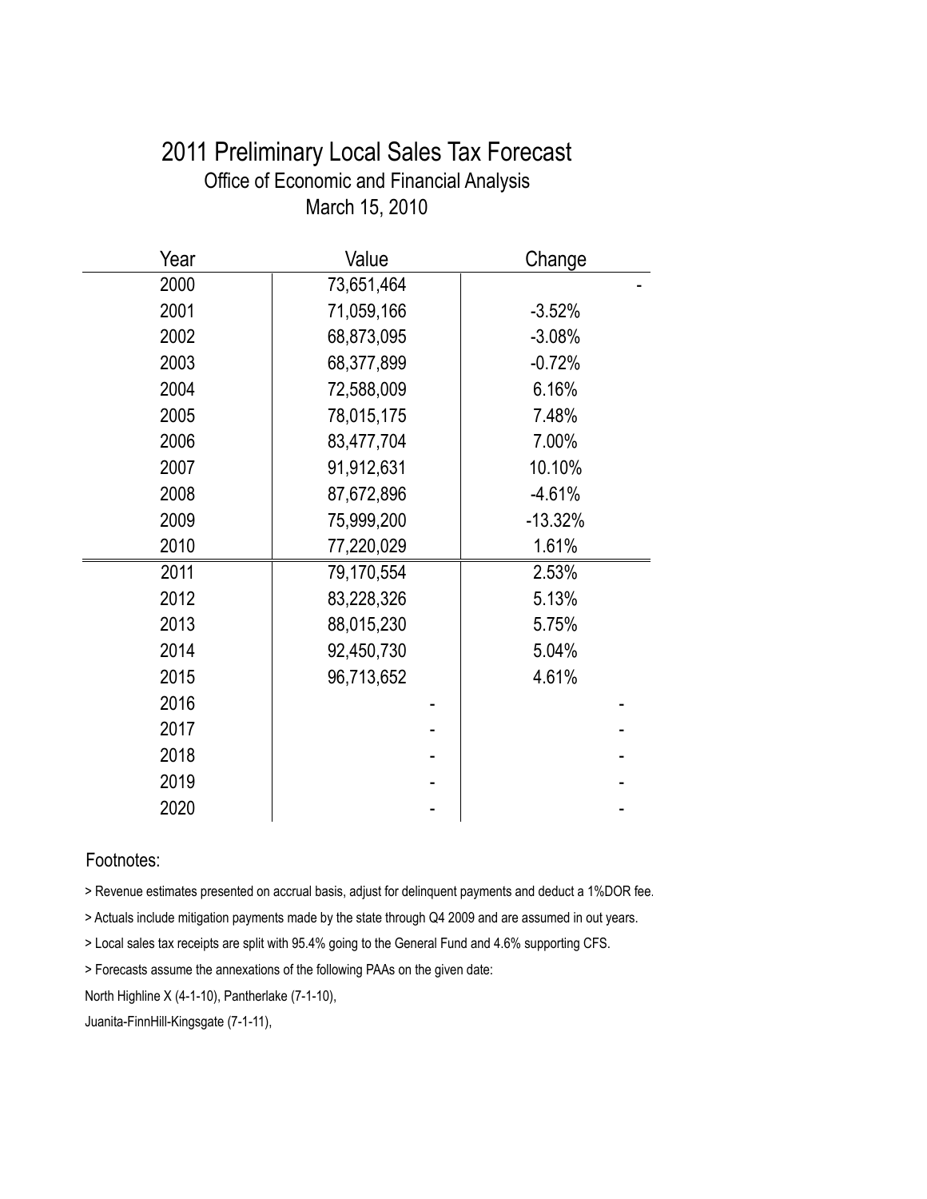# 2011 Preliminary Local Sales Tax Forecast

## Office of Economic and Financial Analysis

### March 15, 2010

| Year | Value | Change |
|---|---|---|
| 2000 | 73,651,464 | - |
| 2001 | 71,059,166 | -3.52% |
| 2002 | 68,873,095 | -3.08% |
| 2003 | 68,377,899 | -0.72% |
| 2004 | 72,588,009 | 6.16% |
| 2005 | 78,015,175 | 7.48% |
| 2006 | 83,477,704 | 7.00% |
| 2007 | 91,912,631 | 10.10% |
| 2008 | 87,672,896 | -4.61% |
| 2009 | 75,999,200 | -13.32% |
| 2010 | 77,220,029 | 1.61% |
| 2011 | 79,170,554 | 2.53% |
| 2012 | 83,228,326 | 5.13% |
| 2013 | 88,015,230 | 5.75% |
| 2014 | 92,450,730 | 5.04% |
| 2015 | 96,713,652 | 4.61% |
| 2016 | - | - |
| 2017 | - | - |
| 2018 | - | - |
| 2019 | - | - |
| 2020 | - | - |

Footnotes:

> Revenue estimates presented on accrual basis, adjust for delinquent payments and deduct a 1%DOR fee.

> Actuals include mitigation payments made by the state through Q4 2009 and are assumed in out years.

> Local sales tax receipts are split with 95.4% going to the General Fund and 4.6% supporting CFS.

> Forecasts assume the annexations of the following PAAs on the given date:

North Highline X (4-1-10), Pantherlake (7-1-10),

Juanita-FinnHill-Kingsgate (7-1-11),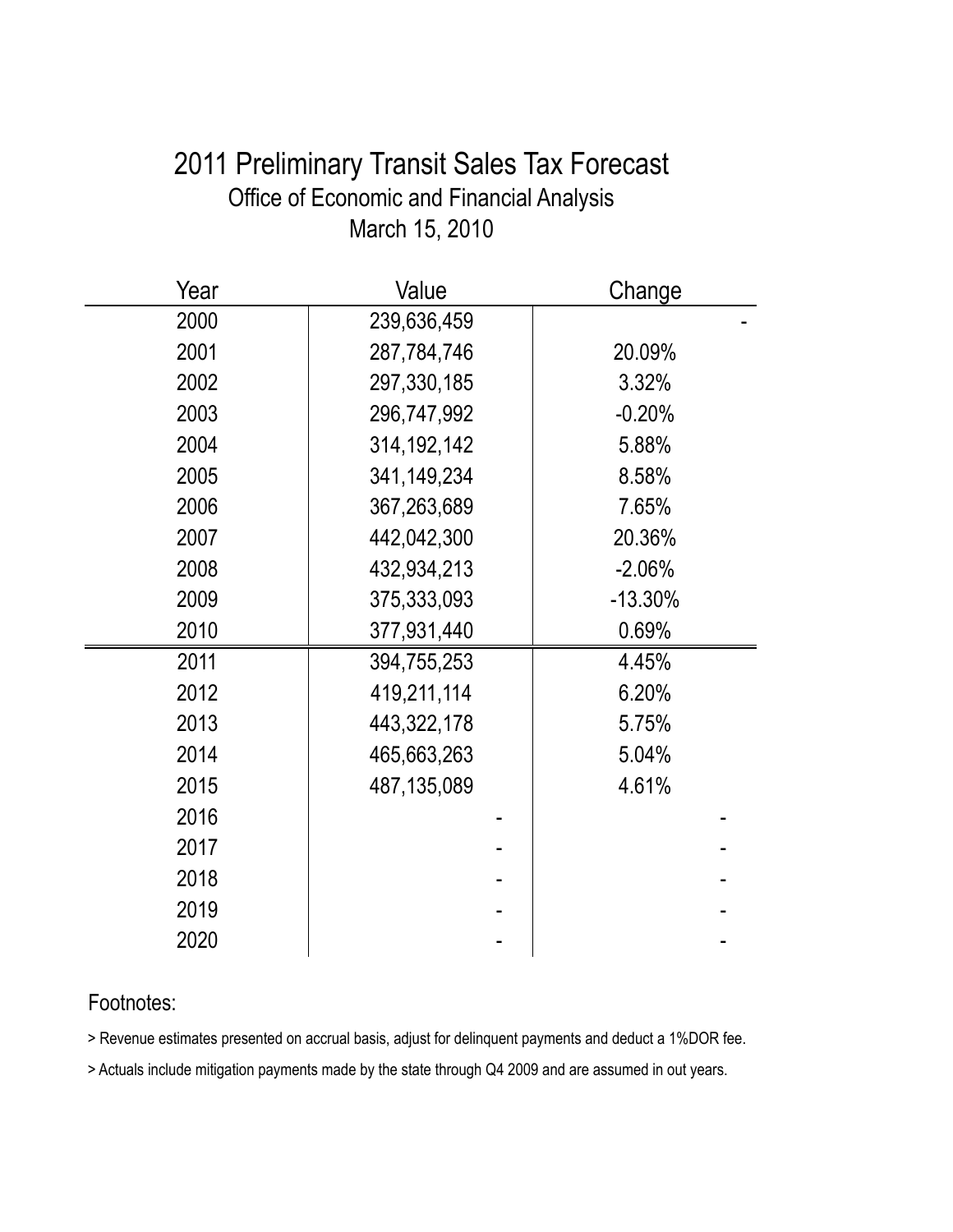# 2011 Preliminary Transit Sales Tax Forecast

## Office of Economic and Financial Analysis

## March 15, 2010

| Year | Value | Change |
|---|---|---|
| 2000 | 239,636,459 | - |
| 2001 | 287,784,746 | 20.09% |
| 2002 | 297,330,185 | 3.32% |
| 2003 | 296,747,992 | -0.20% |
| 2004 | 314,192,142 | 5.88% |
| 2005 | 341,149,234 | 8.58% |
| 2006 | 367,263,689 | 7.65% |
| 2007 | 442,042,300 | 20.36% |
| 2008 | 432,934,213 | -2.06% |
| 2009 | 375,333,093 | -13.30% |
| 2010 | 377,931,440 | 0.69% |
| 2011 | 394,755,253 | 4.45% |
| 2012 | 419,211,114 | 6.20% |
| 2013 | 443,322,178 | 5.75% |
| 2014 | 465,663,263 | 5.04% |
| 2015 | 487,135,089 | 4.61% |
| 2016 | - | - |
| 2017 | - | - |
| 2018 | - | - |
| 2019 | - | - |
| 2020 | - | - |

Footnotes:

> Revenue estimates presented on accrual basis, adjust for delinquent payments and deduct a 1%DOR fee.

> Actuals include mitigation payments made by the state through Q4 2009 and are assumed in out years.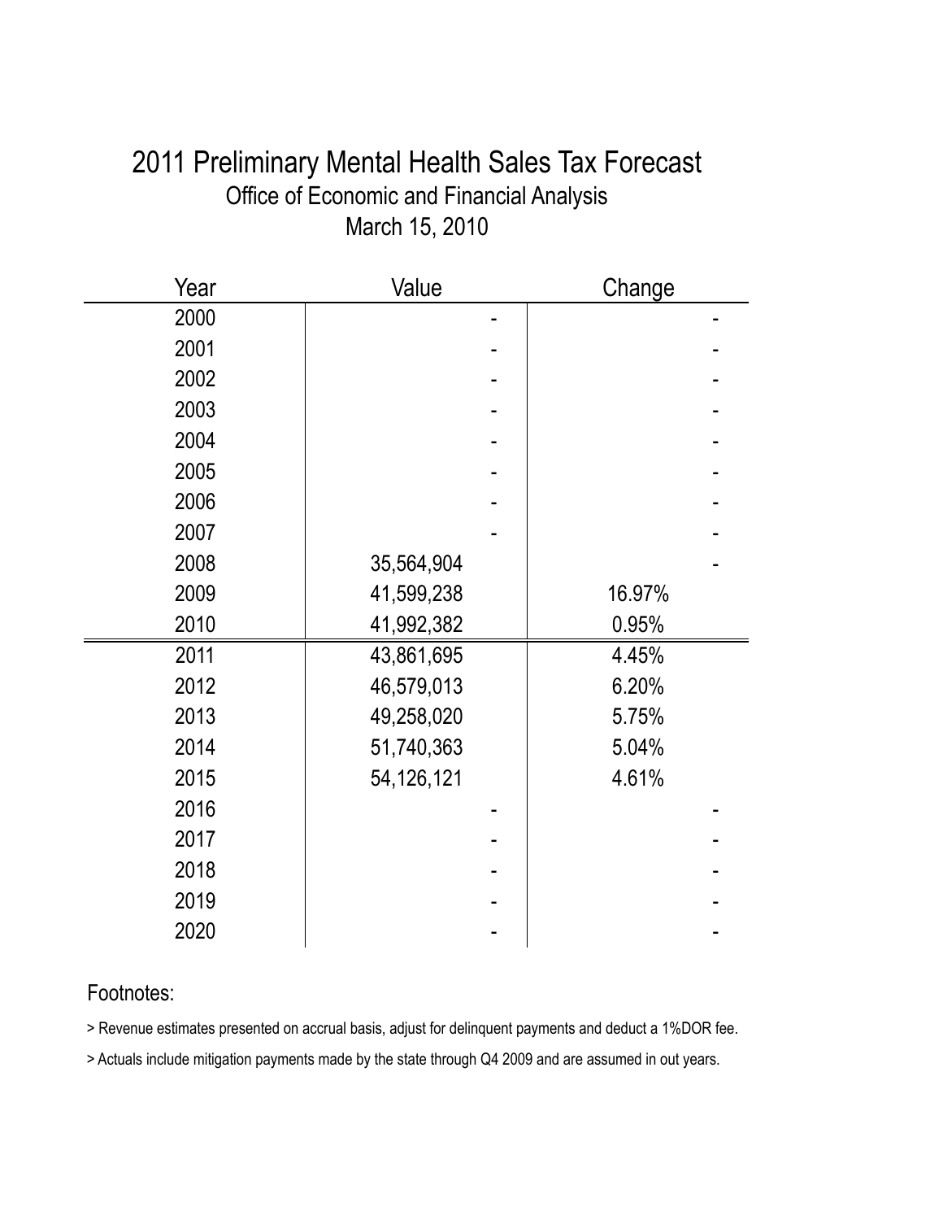# 2011 Preliminary Mental Health Sales Tax Forecast

## Office of Economic and Financial Analysis

## March 15, 2010

| Year | Value | Change |
|---|---|---|
| 2000 | - | - |
| 2001 | - | - |
| 2002 | - | - |
| 2003 | - | - |
| 2004 | - | - |
| 2005 | - | - |
| 2006 | - | - |
| 2007 | - | - |
| 2008 | 35,564,904 | - |
| 2009 | 41,599,238 | 16.97% |
| 2010 | 41,992,382 | 0.95% |
| 2011 | 43,861,695 | 4.45% |
| 2012 | 46,579,013 | 6.20% |
| 2013 | 49,258,020 | 5.75% |
| 2014 | 51,740,363 | 5.04% |
| 2015 | 54,126,121 | 4.61% |
| 2016 | - | - |
| 2017 | - | - |
| 2018 | - | - |
| 2019 | - | - |
| 2020 | - | - |

Footnotes:

> Revenue estimates presented on accrual basis, adjust for delinquent payments and deduct a 1%DOR fee.

> Actuals include mitigation payments made by the state through Q4 2009 and are assumed in out years.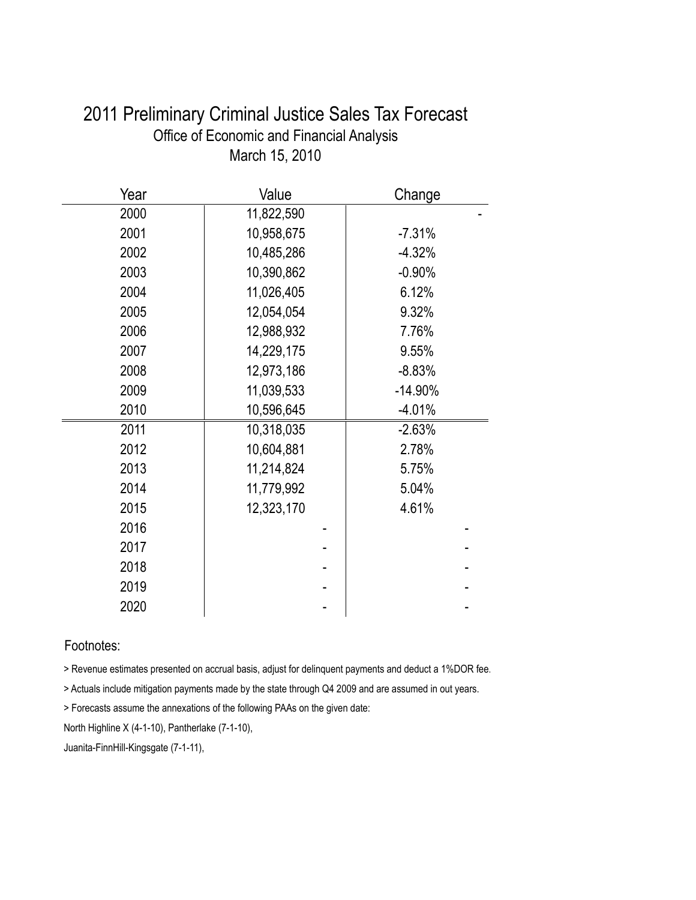# 2011 Preliminary Criminal Justice Sales Tax Forecast

## Office of Economic and Financial Analysis

## March 15, 2010

| Year | Value | Change |
|---|---|---|
| 2000 | 11,822,590 | - |
| 2001 | 10,958,675 | -7.31% |
| 2002 | 10,485,286 | -4.32% |
| 2003 | 10,390,862 | -0.90% |
| 2004 | 11,026,405 | 6.12% |
| 2005 | 12,054,054 | 9.32% |
| 2006 | 12,988,932 | 7.76% |
| 2007 | 14,229,175 | 9.55% |
| 2008 | 12,973,186 | -8.83% |
| 2009 | 11,039,533 | -14.90% |
| 2010 | 10,596,645 | -4.01% |
| 2011 | 10,318,035 | -2.63% |
| 2012 | 10,604,881 | 2.78% |
| 2013 | 11,214,824 | 5.75% |
| 2014 | 11,779,992 | 5.04% |
| 2015 | 12,323,170 | 4.61% |
| 2016 | - | - |
| 2017 | - | - |
| 2018 | - | - |
| 2019 | - | - |
| 2020 | - | - |

Footnotes:

> Revenue estimates presented on accrual basis, adjust for delinquent payments and deduct a 1%DOR fee.

> Actuals include mitigation payments made by the state through Q4 2009 and are assumed in out years.

> Forecasts assume the annexations of the following PAAs on the given date:

North Highline X (4-1-10), Pantherlake (7-1-10),

Juanita-FinnHill-Kingsgate (7-1-11),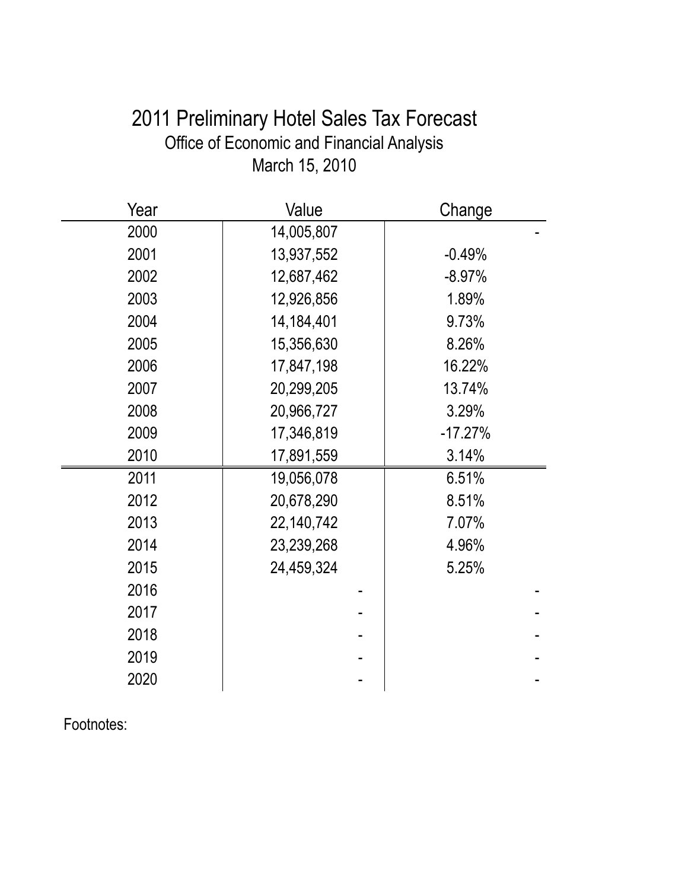# 2011 Preliminary Hotel Sales Tax Forecast

Office of Economic and Financial Analysis

March 15, 2010

| Year | Value | Change |
|---|---|---|
| 2000 | 14,005,807 | - |
| 2001 | 13,937,552 | -0.49% |
| 2002 | 12,687,462 | -8.97% |
| 2003 | 12,926,856 | 1.89% |
| 2004 | 14,184,401 | 9.73% |
| 2005 | 15,356,630 | 8.26% |
| 2006 | 17,847,198 | 16.22% |
| 2007 | 20,299,205 | 13.74% |
| 2008 | 20,966,727 | 3.29% |
| 2009 | 17,346,819 | -17.27% |
| 2010 | 17,891,559 | 3.14% |
| 2011 | 19,056,078 | 6.51% |
| 2012 | 20,678,290 | 8.51% |
| 2013 | 22,140,742 | 7.07% |
| 2014 | 23,239,268 | 4.96% |
| 2015 | 24,459,324 | 5.25% |
| 2016 | - | - |
| 2017 | - | - |
| 2018 | - | - |
| 2019 | - | - |
| 2020 | - | - |

Footnotes: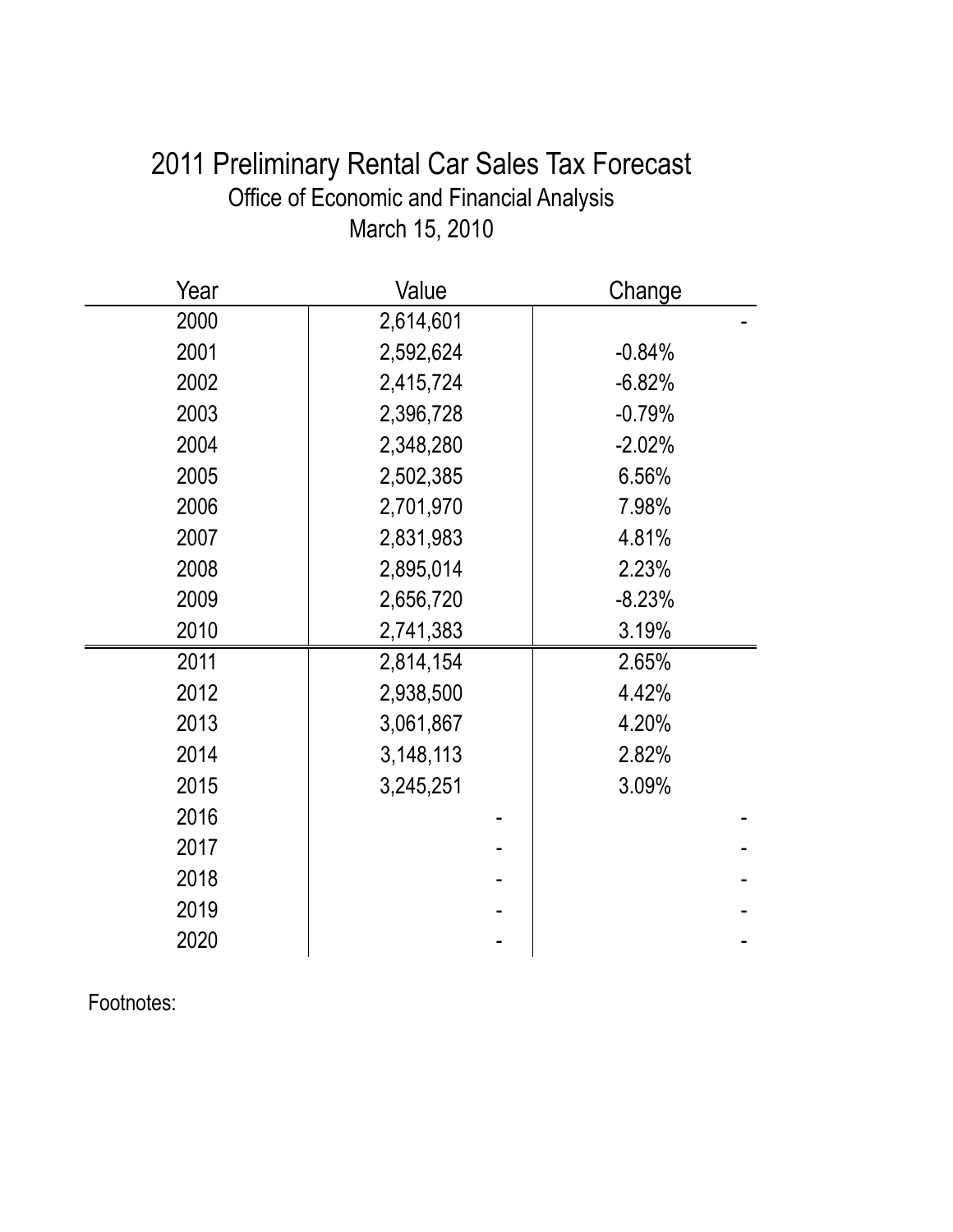# 2011 Preliminary Rental Car Sales Tax Forecast

Office of Economic and Financial Analysis

March 15, 2010

| Year | Value | Change |
|---|---|---|
| 2000 | 2,614,601 | - |
| 2001 | 2,592,624 | -0.84% |
| 2002 | 2,415,724 | -6.82% |
| 2003 | 2,396,728 | -0.79% |
| 2004 | 2,348,280 | -2.02% |
| 2005 | 2,502,385 | 6.56% |
| 2006 | 2,701,970 | 7.98% |
| 2007 | 2,831,983 | 4.81% |
| 2008 | 2,895,014 | 2.23% |
| 2009 | 2,656,720 | -8.23% |
| 2010 | 2,741,383 | 3.19% |
| 2011 | 2,814,154 | 2.65% |
| 2012 | 2,938,500 | 4.42% |
| 2013 | 3,061,867 | 4.20% |
| 2014 | 3,148,113 | 2.82% |
| 2015 | 3,245,251 | 3.09% |
| 2016 | - | - |
| 2017 | - | - |
| 2018 | - | - |
| 2019 | - | - |
| 2020 | - | - |

Footnotes: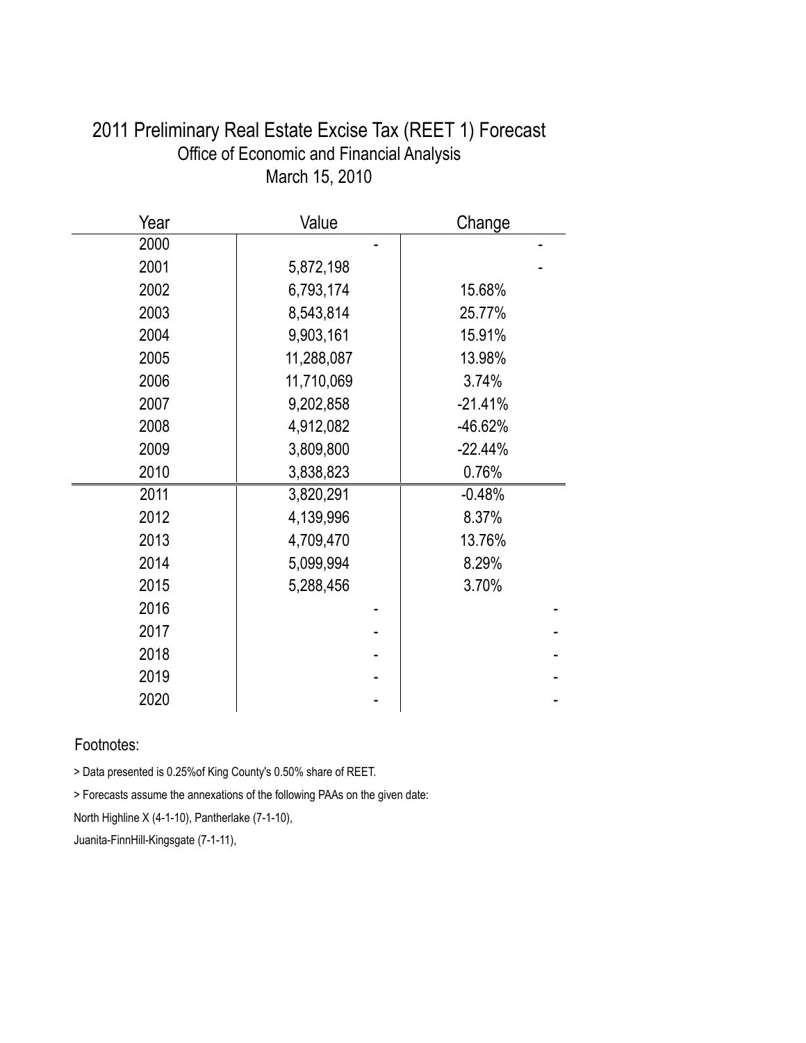# 2011 Preliminary Real Estate Excise Tax (REET 1) Forecast

## Office of Economic and Financial Analysis

## March 15, 2010

| Year | Value | Change |
|---|---|---|
| 2000 | - | - |
| 2001 | 5,872,198 | - |
| 2002 | 6,793,174 | 15.68% |
| 2003 | 8,543,814 | 25.77% |
| 2004 | 9,903,161 | 15.91% |
| 2005 | 11,288,087 | 13.98% |
| 2006 | 11,710,069 | 3.74% |
| 2007 | 9,202,858 | -21.41% |
| 2008 | 4,912,082 | -46.62% |
| 2009 | 3,809,800 | -22.44% |
| 2010 | 3,838,823 | 0.76% |
| 2011 | 3,820,291 | -0.48% |
| 2012 | 4,139,996 | 8.37% |
| 2013 | 4,709,470 | 13.76% |
| 2014 | 5,099,994 | 8.29% |
| 2015 | 5,288,456 | 3.70% |
| 2016 | - | - |
| 2017 | - | - |
| 2018 | - | - |
| 2019 | - | - |
| 2020 | - | - |

Footnotes:

> Data presented is 0.25%of King County's 0.50% share of REET.

> Forecasts assume the annexations of the following PAAs on the given date:

North Highline X (4-1-10), Pantherlake (7-1-10),

Juanita-FinnHill-Kingsgate (7-1-11),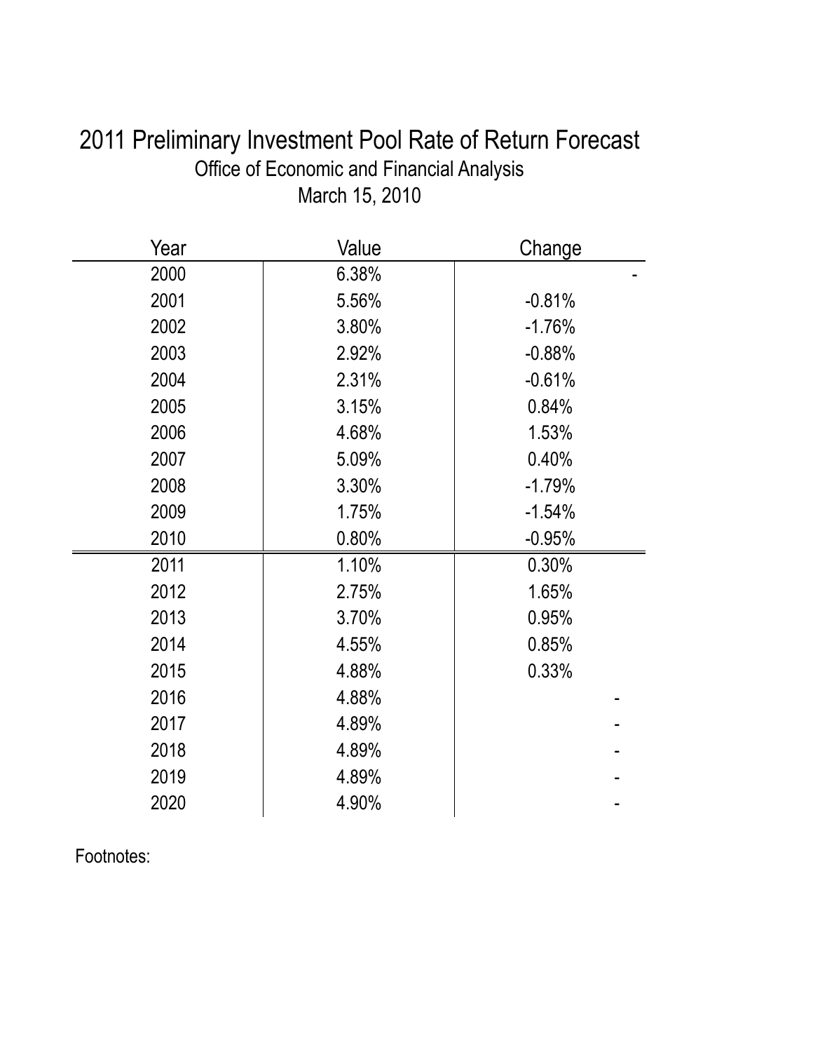# 2011 Preliminary Investment Pool Rate of Return Forecast

Office of Economic and Financial Analysis

March 15, 2010

| Year | Value | Change |
|---|---|---|
| 2000 | 6.38% | - |
| 2001 | 5.56% | -0.81% |
| 2002 | 3.80% | -1.76% |
| 2003 | 2.92% | -0.88% |
| 2004 | 2.31% | -0.61% |
| 2005 | 3.15% | 0.84% |
| 2006 | 4.68% | 1.53% |
| 2007 | 5.09% | 0.40% |
| 2008 | 3.30% | -1.79% |
| 2009 | 1.75% | -1.54% |
| 2010 | 0.80% | -0.95% |
| 2011 | 1.10% | 0.30% |
| 2012 | 2.75% | 1.65% |
| 2013 | 3.70% | 0.95% |
| 2014 | 4.55% | 0.85% |
| 2015 | 4.88% | 0.33% |
| 2016 | 4.88% | - |
| 2017 | 4.89% | - |
| 2018 | 4.89% | - |
| 2019 | 4.89% | - |
| 2020 | 4.90% | - |

Footnotes: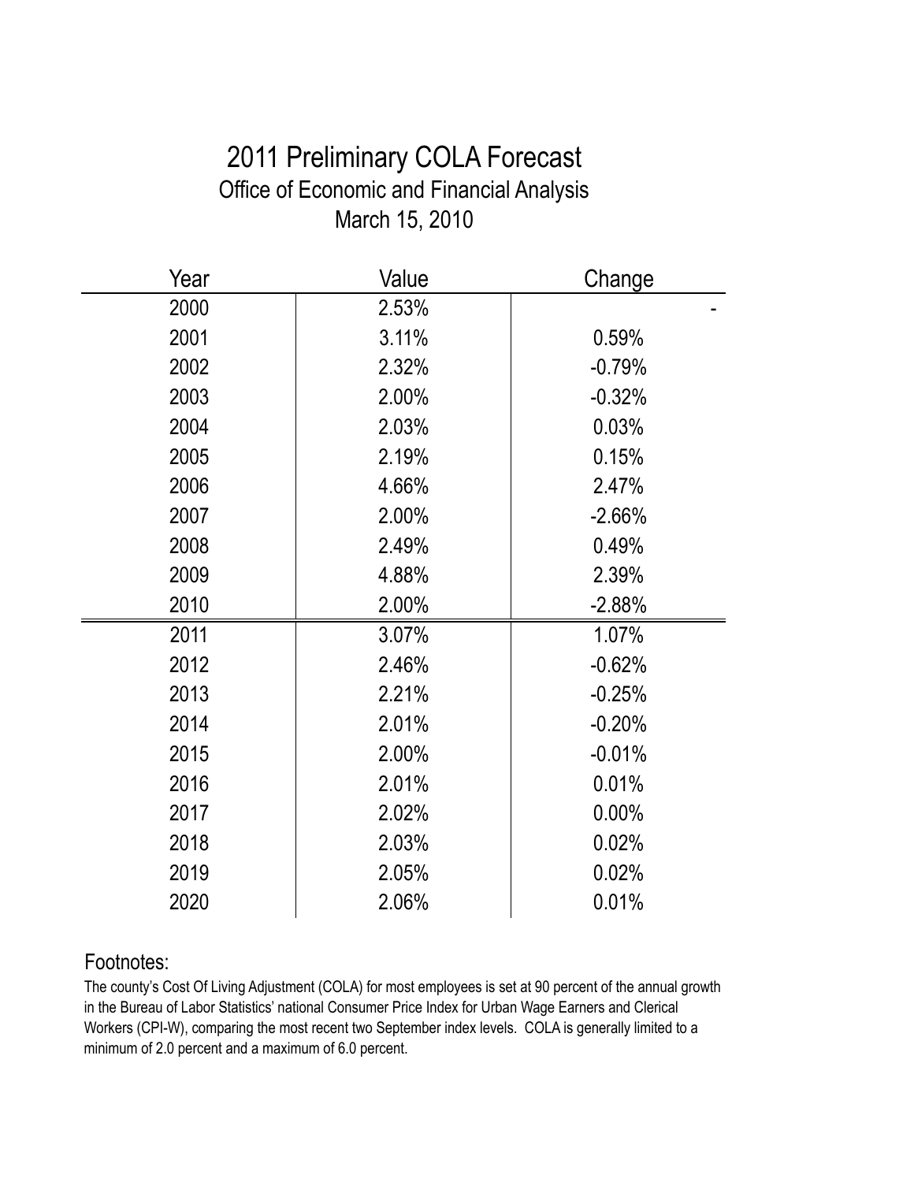# 2011 Preliminary COLA Forecast

## Office of Economic and Financial Analysis

### March 15, 2010

| Year | Value | Change |
|---|---|---|
| 2000 | 2.53% | - |
| 2001 | 3.11% | 0.59% |
| 2002 | 2.32% | -0.79% |
| 2003 | 2.00% | -0.32% |
| 2004 | 2.03% | 0.03% |
| 2005 | 2.19% | 0.15% |
| 2006 | 4.66% | 2.47% |
| 2007 | 2.00% | -2.66% |
| 2008 | 2.49% | 0.49% |
| 2009 | 4.88% | 2.39% |
| 2010 | 2.00% | -2.88% |
| 2011 | 3.07% | 1.07% |
| 2012 | 2.46% | -0.62% |
| 2013 | 2.21% | -0.25% |
| 2014 | 2.01% | -0.20% |
| 2015 | 2.00% | -0.01% |
| 2016 | 2.01% | 0.01% |
| 2017 | 2.02% | 0.00% |
| 2018 | 2.03% | 0.02% |
| 2019 | 2.05% | 0.02% |
| 2020 | 2.06% | 0.01% |

Footnotes:

The county's Cost Of Living Adjustment (COLA) for most employees is set at 90 percent of the annual growth in the Bureau of Labor Statistics' national Consumer Price Index for Urban Wage Earners and Clerical Workers (CPI-W), comparing the most recent two September index levels. COLA is generally limited to a minimum of 2.0 percent and a maximum of 6.0 percent.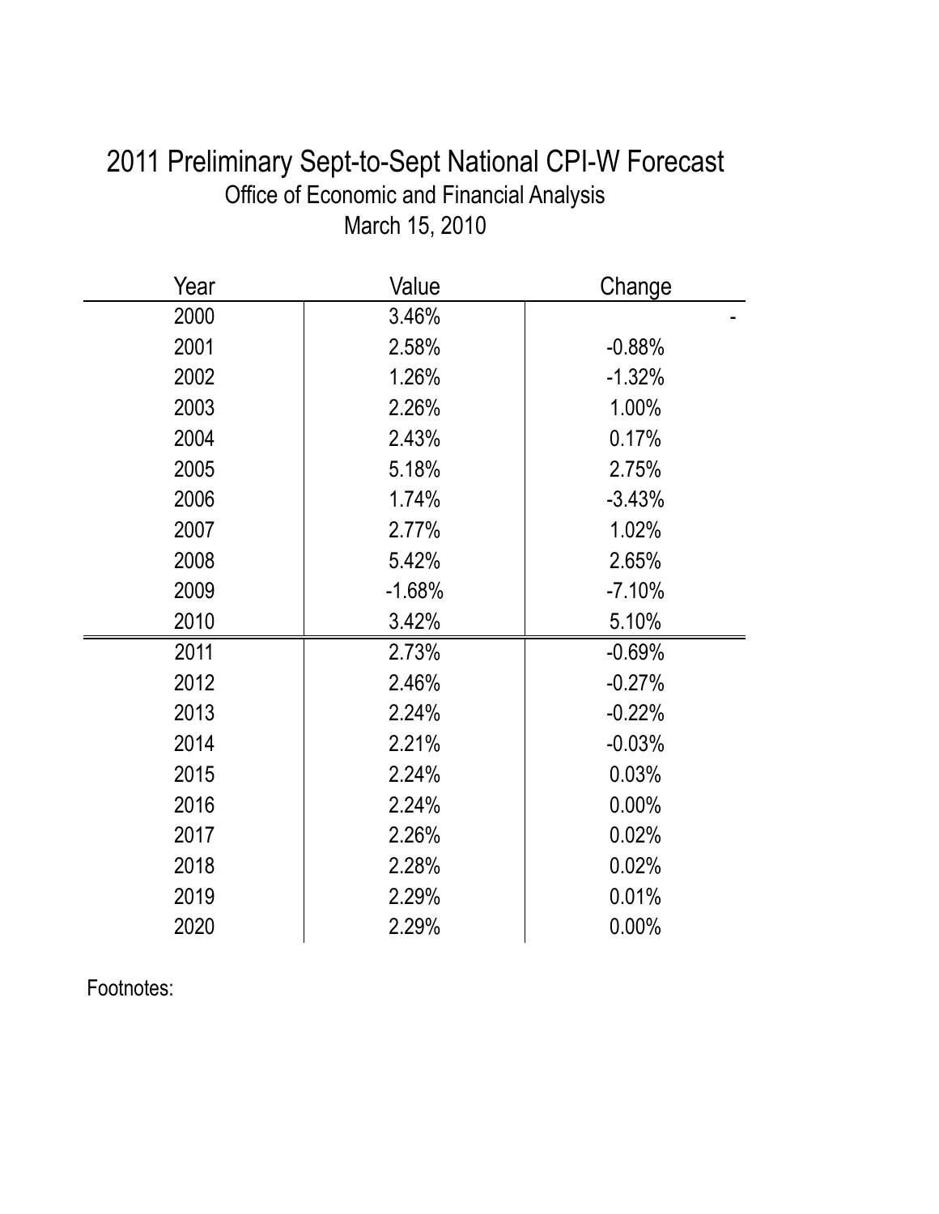# 2011 Preliminary Sept-to-Sept National CPI-W Forecast

Office of Economic and Financial Analysis

March 15, 2010

| Year | Value | Change |
|---|---|---|
| 2000 | 3.46% | - |
| 2001 | 2.58% | -0.88% |
| 2002 | 1.26% | -1.32% |
| 2003 | 2.26% | 1.00% |
| 2004 | 2.43% | 0.17% |
| 2005 | 5.18% | 2.75% |
| 2006 | 1.74% | -3.43% |
| 2007 | 2.77% | 1.02% |
| 2008 | 5.42% | 2.65% |
| 2009 | -1.68% | -7.10% |
| 2010 | 3.42% | 5.10% |
| 2011 | 2.73% | -0.69% |
| 2012 | 2.46% | -0.27% |
| 2013 | 2.24% | -0.22% |
| 2014 | 2.21% | -0.03% |
| 2015 | 2.24% | 0.03% |
| 2016 | 2.24% | 0.00% |
| 2017 | 2.26% | 0.02% |
| 2018 | 2.28% | 0.02% |
| 2019 | 2.29% | 0.01% |
| 2020 | 2.29% | 0.00% |

Footnotes: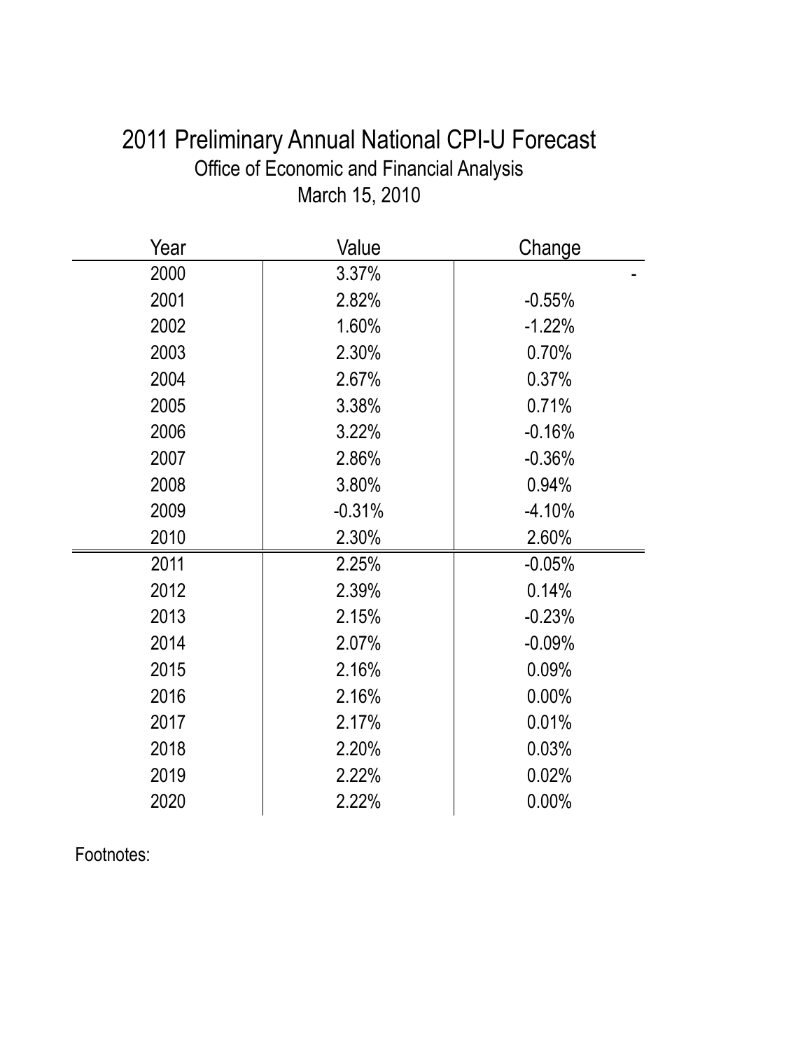# 2011 Preliminary Annual National CPI-U Forecast

Office of Economic and Financial Analysis

March 15, 2010

| Year | Value | Change |
|---|---|---|
| 2000 | 3.37% | - |
| 2001 | 2.82% | -0.55% |
| 2002 | 1.60% | -1.22% |
| 2003 | 2.30% | 0.70% |
| 2004 | 2.67% | 0.37% |
| 2005 | 3.38% | 0.71% |
| 2006 | 3.22% | -0.16% |
| 2007 | 2.86% | -0.36% |
| 2008 | 3.80% | 0.94% |
| 2009 | -0.31% | -4.10% |
| 2010 | 2.30% | 2.60% |
| 2011 | 2.25% | -0.05% |
| 2012 | 2.39% | 0.14% |
| 2013 | 2.15% | -0.23% |
| 2014 | 2.07% | -0.09% |
| 2015 | 2.16% | 0.09% |
| 2016 | 2.16% | 0.00% |
| 2017 | 2.17% | 0.01% |
| 2018 | 2.20% | 0.03% |
| 2019 | 2.22% | 0.02% |
| 2020 | 2.22% | 0.00% |

Footnotes: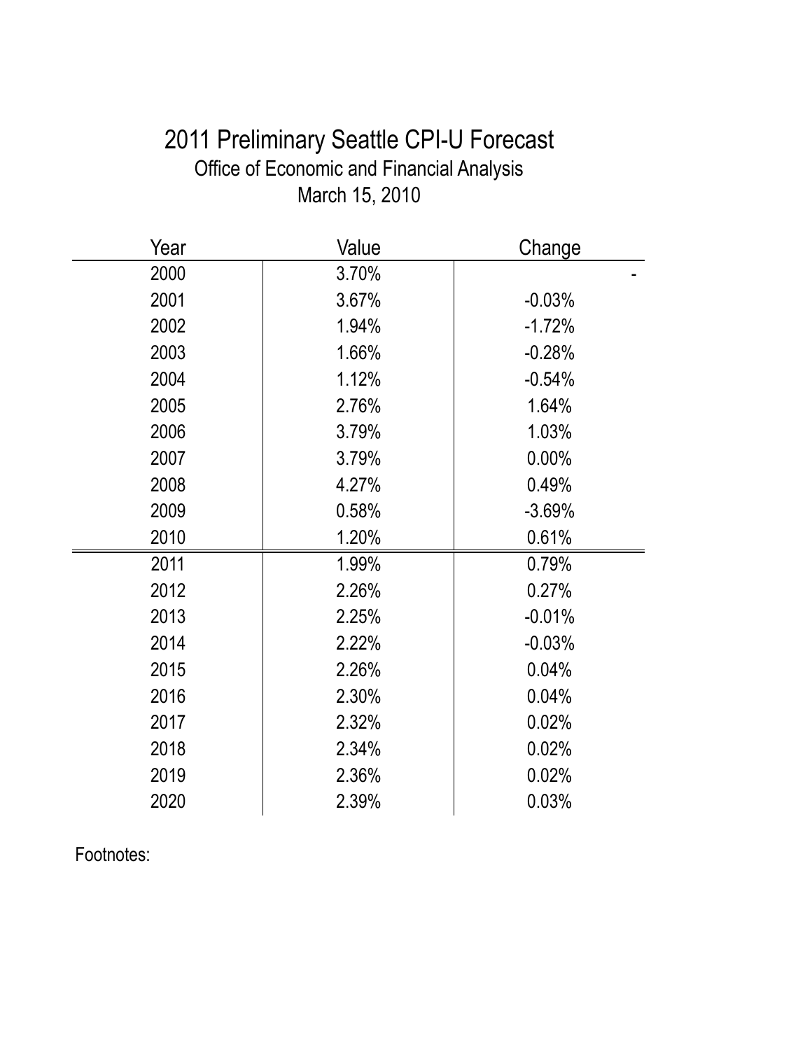# 2011 Preliminary Seattle CPI-U Forecast

## Office of Economic and Financial Analysis

### March 15, 2010

| Year | Value | Change |
|---|---|---|
| 2000 | 3.70% | - |
| 2001 | 3.67% | -0.03% |
| 2002 | 1.94% | -1.72% |
| 2003 | 1.66% | -0.28% |
| 2004 | 1.12% | -0.54% |
| 2005 | 2.76% | 1.64% |
| 2006 | 3.79% | 1.03% |
| 2007 | 3.79% | 0.00% |
| 2008 | 4.27% | 0.49% |
| 2009 | 0.58% | -3.69% |
| 2010 | 1.20% | 0.61% |
| 2011 | 1.99% | 0.79% |
| 2012 | 2.26% | 0.27% |
| 2013 | 2.25% | -0.01% |
| 2014 | 2.22% | -0.03% |
| 2015 | 2.26% | 0.04% |
| 2016 | 2.30% | 0.04% |
| 2017 | 2.32% | 0.02% |
| 2018 | 2.34% | 0.02% |
| 2019 | 2.36% | 0.02% |
| 2020 | 2.39% | 0.03% |

Footnotes: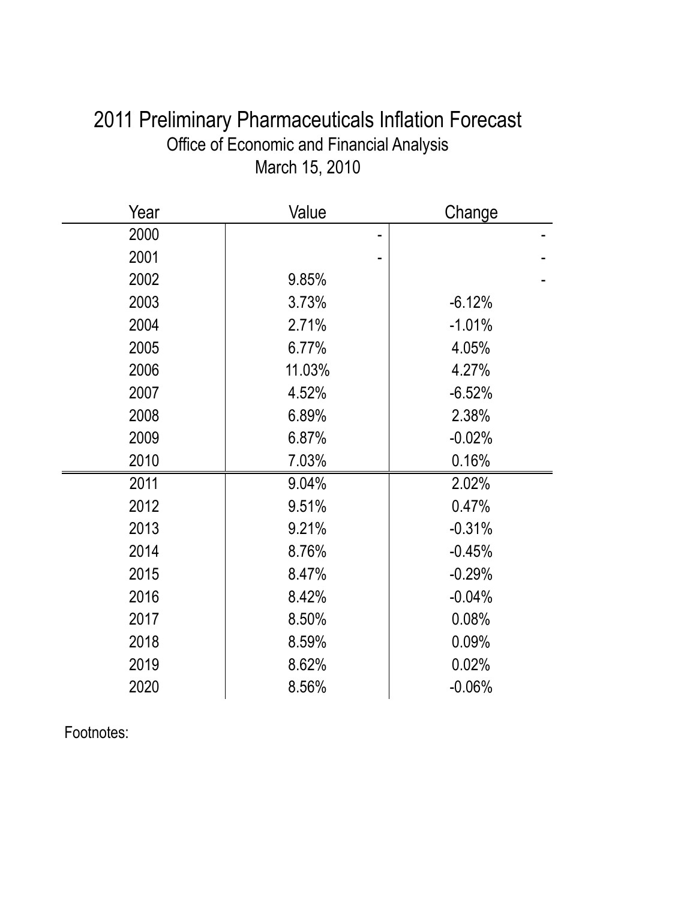# 2011 Preliminary Pharmaceuticals Inflation Forecast

Office of Economic and Financial Analysis

March 15, 2010

| Year | Value | Change |
|---|---|---|
| 2000 | - | - |
| 2001 | - | - |
| 2002 | 9.85% | - |
| 2003 | 3.73% | -6.12% |
| 2004 | 2.71% | -1.01% |
| 2005 | 6.77% | 4.05% |
| 2006 | 11.03% | 4.27% |
| 2007 | 4.52% | -6.52% |
| 2008 | 6.89% | 2.38% |
| 2009 | 6.87% | -0.02% |
| 2010 | 7.03% | 0.16% |
| 2011 | 9.04% | 2.02% |
| 2012 | 9.51% | 0.47% |
| 2013 | 9.21% | -0.31% |
| 2014 | 8.76% | -0.45% |
| 2015 | 8.47% | -0.29% |
| 2016 | 8.42% | -0.04% |
| 2017 | 8.50% | 0.08% |
| 2018 | 8.59% | 0.09% |
| 2019 | 8.62% | 0.02% |
| 2020 | 8.56% | -0.06% |

Footnotes: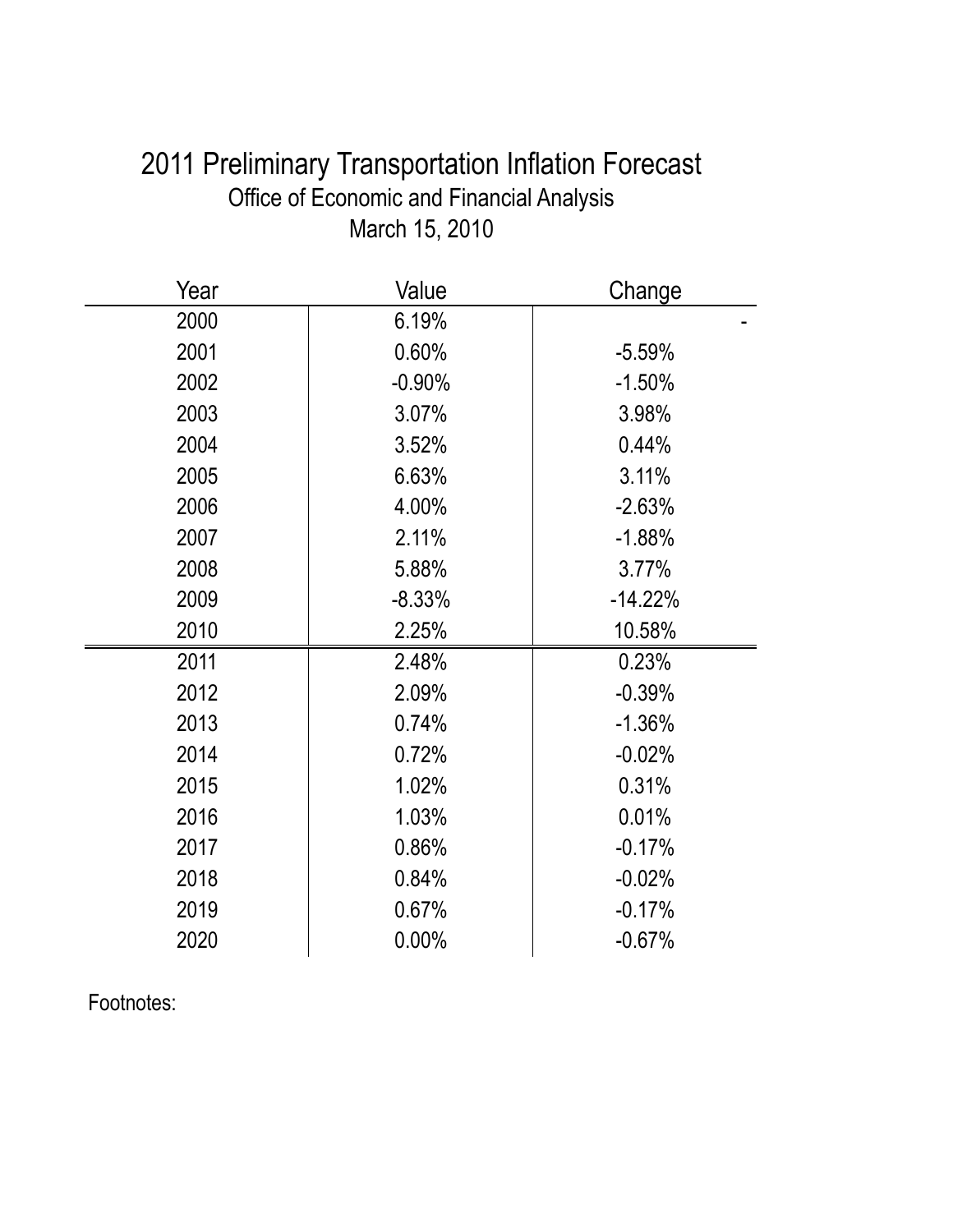# 2011 Preliminary Transportation Inflation Forecast

Office of Economic and Financial Analysis

March 15, 2010

| Year | Value | Change |
|---|---|---|
| 2000 | 6.19% | - |
| 2001 | 0.60% | -5.59% |
| 2002 | -0.90% | -1.50% |
| 2003 | 3.07% | 3.98% |
| 2004 | 3.52% | 0.44% |
| 2005 | 6.63% | 3.11% |
| 2006 | 4.00% | -2.63% |
| 2007 | 2.11% | -1.88% |
| 2008 | 5.88% | 3.77% |
| 2009 | -8.33% | -14.22% |
| 2010 | 2.25% | 10.58% |
| 2011 | 2.48% | 0.23% |
| 2012 | 2.09% | -0.39% |
| 2013 | 0.74% | -1.36% |
| 2014 | 0.72% | -0.02% |
| 2015 | 1.02% | 0.31% |
| 2016 | 1.03% | 0.01% |
| 2017 | 0.86% | -0.17% |
| 2018 | 0.84% | -0.02% |
| 2019 | 0.67% | -0.17% |
| 2020 | 0.00% | -0.67% |

Footnotes: